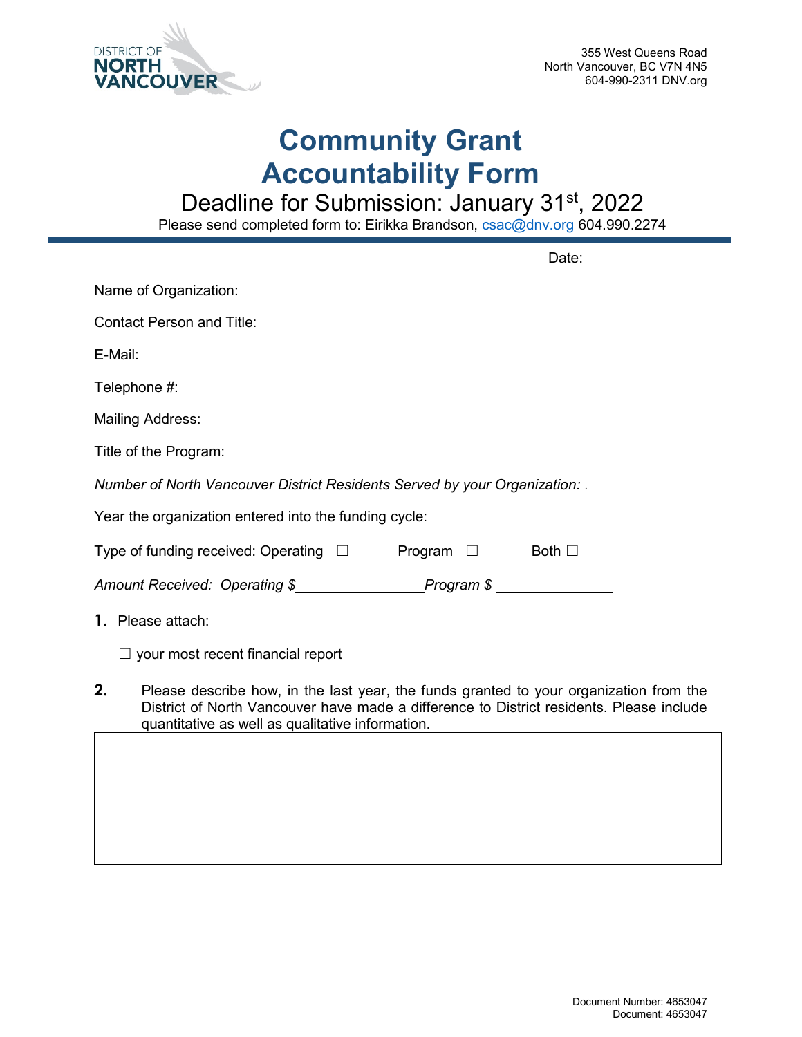DISTRICT OF NORTH VANCOUVER

355 West Queens Road
North Vancouver, BC V7N 4N5
604-990-2311 DNV.org

# Community Grant Accountability Form

## Deadline for Submission: January 31st, 2022

Please send completed form to: Eirikka Brandson, csac@dnv.org 604.990.2274

Date:

Name of Organization:

Contact Person and Title:

E-Mail:

Telephone #:

Mailing Address:

Title of the Program:

*Number of North Vancouver District Residents Served by your Organization:*

Year the organization entered into the funding cycle:

Type of funding received: Operating ☐ Program ☐ Both ☐

*Amount Received: Operating $*\_\_\_\_\_\_\_\_\_\_\_\_\_\_\_\_ *Program $* \_\_\_\_\_\_\_\_\_\_\_\_\_\_\_\_

**1.** Please attach:

☐ your most recent financial report

**2.** Please describe how, in the last year, the funds granted to your organization from the District of North Vancouver have made a difference to District residents. Please include quantitative as well as qualitative information.

Document Number: 4653047
Document: 4653047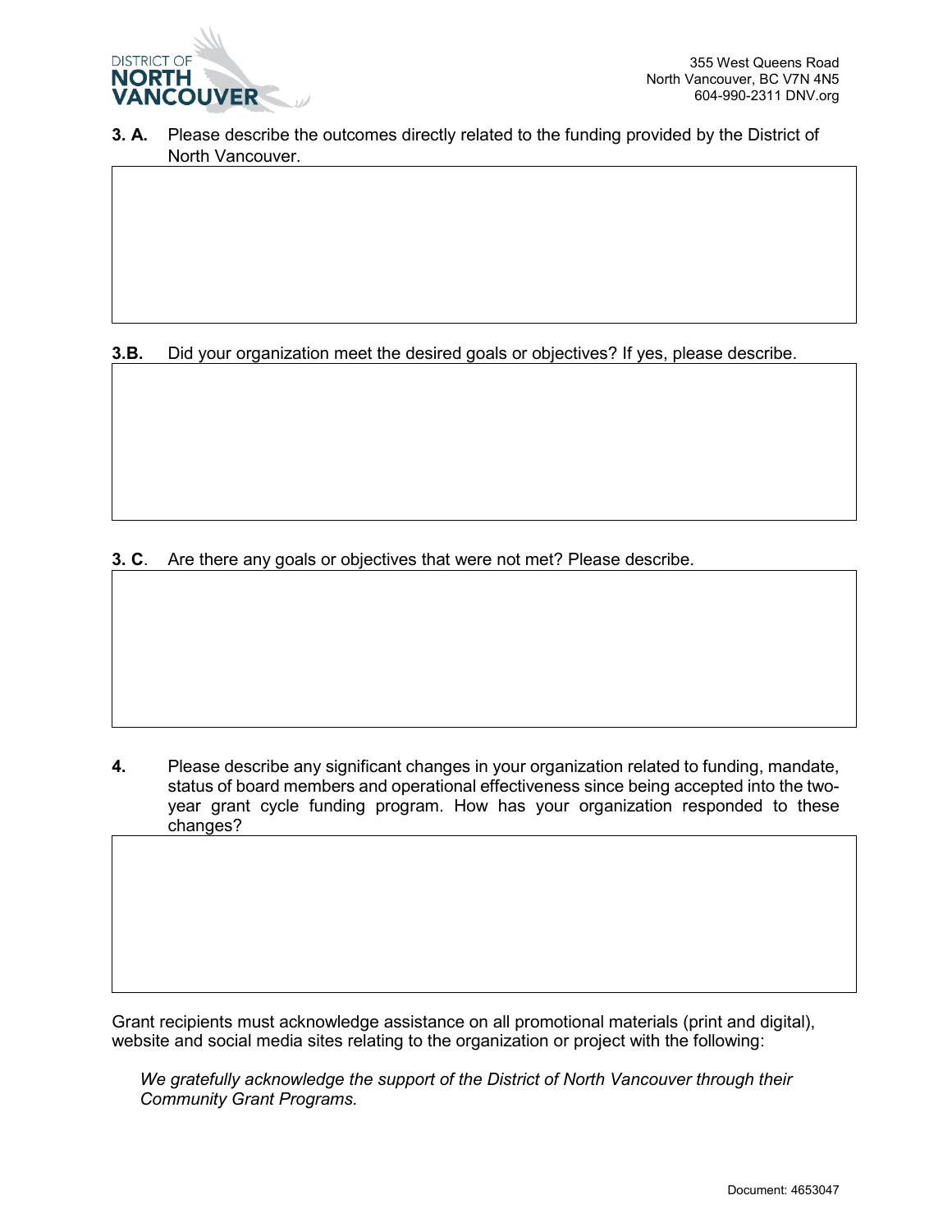**3. A.** Please describe the outcomes directly related to the funding provided by the District of North Vancouver.

**3.B.** Did your organization meet the desired goals or objectives? If yes, please describe.

**3. C**. Are there any goals or objectives that were not met? Please describe.

**4.** Please describe any significant changes in your organization related to funding, mandate, status of board members and operational effectiveness since being accepted into the two-year grant cycle funding program. How has your organization responded to these changes?

Grant recipients must acknowledge assistance on all promotional materials (print and digital), website and social media sites relating to the organization or project with the following:

*We gratefully acknowledge the support of the District of North Vancouver through their Community Grant Programs.*

Document: 4653047